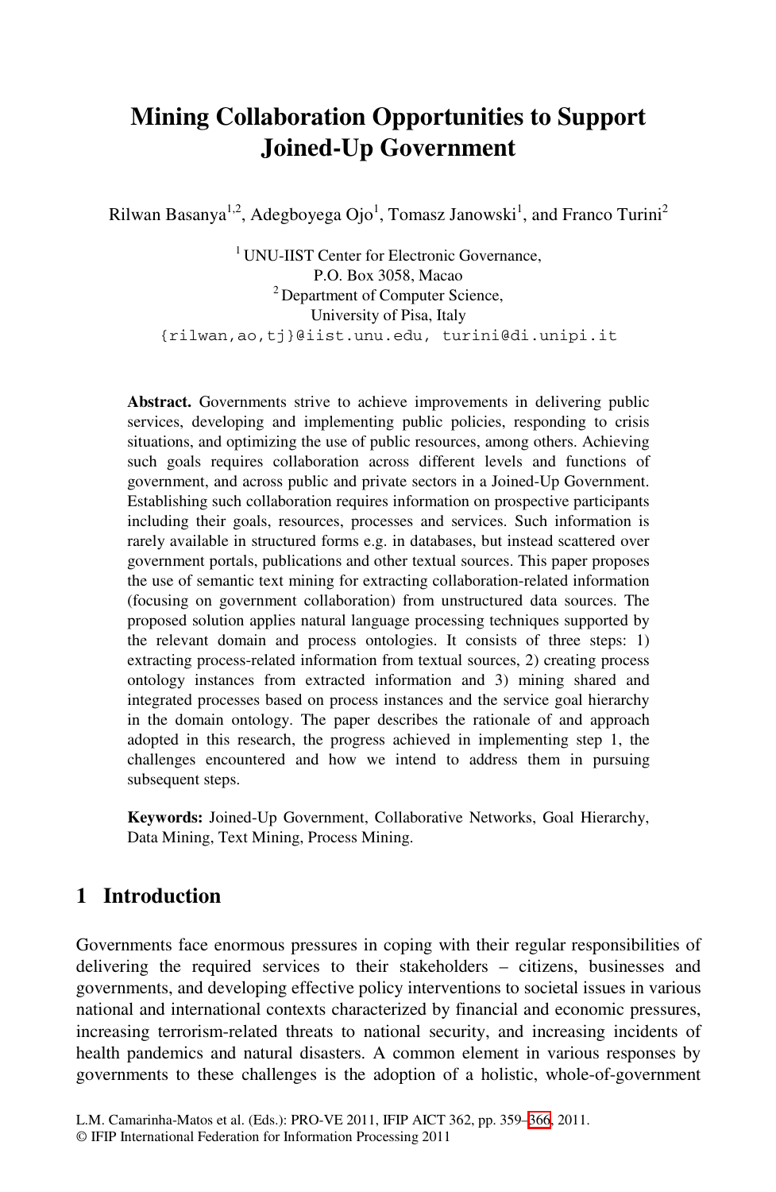# Mining Collaboration Opportunities to Support Joined-Up Government

Rilwan Basanya[1,2], Adegboyega Ojo[1], Tomasz Janowski[1], and Franco Turini[2]

[1] UNU-IIST Center for Electronic Governance,
P.O. Box 3058, Macao
[2] Department of Computer Science,
University of Pisa, Italy
{rilwan,ao,tj}@iist.unu.edu, turini@di.unipi.it

**Abstract.** Governments strive to achieve improvements in delivering public services, developing and implementing public policies, responding to crisis situations, and optimizing the use of public resources, among others. Achieving such goals requires collaboration across different levels and functions of government, and across public and private sectors in a Joined-Up Government. Establishing such collaboration requires information on prospective participants including their goals, resources, processes and services. Such information is rarely available in structured forms e.g. in databases, but instead scattered over government portals, publications and other textual sources. This paper proposes the use of semantic text mining for extracting collaboration-related information (focusing on government collaboration) from unstructured data sources. The proposed solution applies natural language processing techniques supported by the relevant domain and process ontologies. It consists of three steps: 1) extracting process-related information from textual sources, 2) creating process ontology instances from extracted information and 3) mining shared and integrated processes based on process instances and the service goal hierarchy in the domain ontology. The paper describes the rationale of and approach adopted in this research, the progress achieved in implementing step 1, the challenges encountered and how we intend to address them in pursuing subsequent steps.

**Keywords:** Joined-Up Government, Collaborative Networks, Goal Hierarchy, Data Mining, Text Mining, Process Mining.

## 1 Introduction

Governments face enormous pressures in coping with their regular responsibilities of delivering the required services to their stakeholders – citizens, businesses and governments, and developing effective policy interventions to societal issues in various national and international contexts characterized by financial and economic pressures, increasing terrorism-related threats to national security, and increasing incidents of health pandemics and natural disasters. A common element in various responses by governments to these challenges is the adoption of a holistic, whole-of-government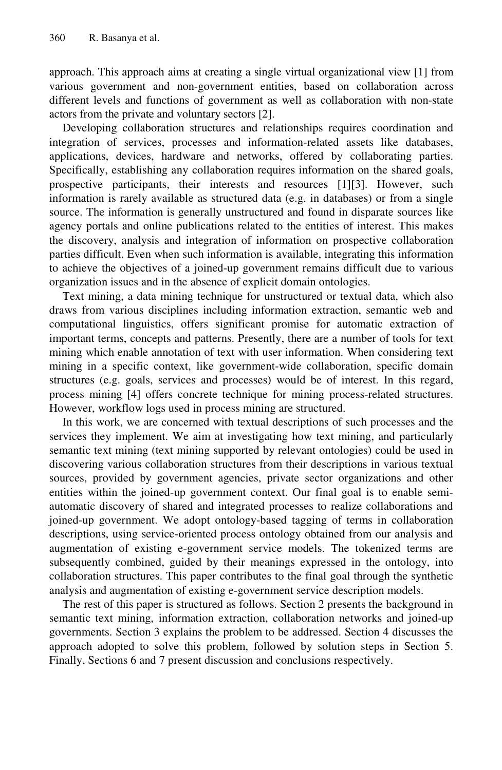approach. This approach aims at creating a single virtual organizational view [1] from various government and non-government entities, based on collaboration across different levels and functions of government as well as collaboration with non-state actors from the private and voluntary sectors [2].

Developing collaboration structures and relationships requires coordination and integration of services, processes and information-related assets like databases, applications, devices, hardware and networks, offered by collaborating parties. Specifically, establishing any collaboration requires information on the shared goals, prospective participants, their interests and resources [1][3]. However, such information is rarely available as structured data (e.g. in databases) or from a single source. The information is generally unstructured and found in disparate sources like agency portals and online publications related to the entities of interest. This makes the discovery, analysis and integration of information on prospective collaboration parties difficult. Even when such information is available, integrating this information to achieve the objectives of a joined-up government remains difficult due to various organization issues and in the absence of explicit domain ontologies.

Text mining, a data mining technique for unstructured or textual data, which also draws from various disciplines including information extraction, semantic web and computational linguistics, offers significant promise for automatic extraction of important terms, concepts and patterns. Presently, there are a number of tools for text mining which enable annotation of text with user information. When considering text mining in a specific context, like government-wide collaboration, specific domain structures (e.g. goals, services and processes) would be of interest. In this regard, process mining [4] offers concrete technique for mining process-related structures. However, workflow logs used in process mining are structured.

In this work, we are concerned with textual descriptions of such processes and the services they implement. We aim at investigating how text mining, and particularly semantic text mining (text mining supported by relevant ontologies) could be used in discovering various collaboration structures from their descriptions in various textual sources, provided by government agencies, private sector organizations and other entities within the joined-up government context. Our final goal is to enable semi-automatic discovery of shared and integrated processes to realize collaborations and joined-up government. We adopt ontology-based tagging of terms in collaboration descriptions, using service-oriented process ontology obtained from our analysis and augmentation of existing e-government service models. The tokenized terms are subsequently combined, guided by their meanings expressed in the ontology, into collaboration structures. This paper contributes to the final goal through the synthetic analysis and augmentation of existing e-government service description models.

The rest of this paper is structured as follows. Section 2 presents the background in semantic text mining, information extraction, collaboration networks and joined-up governments. Section 3 explains the problem to be addressed. Section 4 discusses the approach adopted to solve this problem, followed by solution steps in Section 5. Finally, Sections 6 and 7 present discussion and conclusions respectively.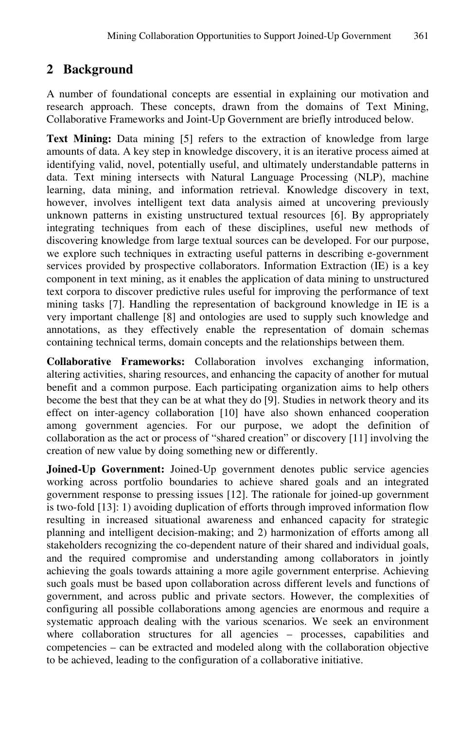## 2 Background

A number of foundational concepts are essential in explaining our motivation and research approach. These concepts, drawn from the domains of Text Mining, Collaborative Frameworks and Joint-Up Government are briefly introduced below.

**Text Mining:** Data mining [5] refers to the extraction of knowledge from large amounts of data. A key step in knowledge discovery, it is an iterative process aimed at identifying valid, novel, potentially useful, and ultimately understandable patterns in data. Text mining intersects with Natural Language Processing (NLP), machine learning, data mining, and information retrieval. Knowledge discovery in text, however, involves intelligent text data analysis aimed at uncovering previously unknown patterns in existing unstructured textual resources [6]. By appropriately integrating techniques from each of these disciplines, useful new methods of discovering knowledge from large textual sources can be developed. For our purpose, we explore such techniques in extracting useful patterns in describing e-government services provided by prospective collaborators. Information Extraction (IE) is a key component in text mining, as it enables the application of data mining to unstructured text corpora to discover predictive rules useful for improving the performance of text mining tasks [7]. Handling the representation of background knowledge in IE is a very important challenge [8] and ontologies are used to supply such knowledge and annotations, as they effectively enable the representation of domain schemas containing technical terms, domain concepts and the relationships between them.

**Collaborative Frameworks:** Collaboration involves exchanging information, altering activities, sharing resources, and enhancing the capacity of another for mutual benefit and a common purpose. Each participating organization aims to help others become the best that they can be at what they do [9]. Studies in network theory and its effect on inter-agency collaboration [10] have also shown enhanced cooperation among government agencies. For our purpose, we adopt the definition of collaboration as the act or process of "shared creation" or discovery [11] involving the creation of new value by doing something new or differently.

**Joined-Up Government:** Joined-Up government denotes public service agencies working across portfolio boundaries to achieve shared goals and an integrated government response to pressing issues [12]. The rationale for joined-up government is two-fold [13]: 1) avoiding duplication of efforts through improved information flow resulting in increased situational awareness and enhanced capacity for strategic planning and intelligent decision-making; and 2) harmonization of efforts among all stakeholders recognizing the co-dependent nature of their shared and individual goals, and the required compromise and understanding among collaborators in jointly achieving the goals towards attaining a more agile government enterprise. Achieving such goals must be based upon collaboration across different levels and functions of government, and across public and private sectors. However, the complexities of configuring all possible collaborations among agencies are enormous and require a systematic approach dealing with the various scenarios. We seek an environment where collaboration structures for all agencies – processes, capabilities and competencies – can be extracted and modeled along with the collaboration objective to be achieved, leading to the configuration of a collaborative initiative.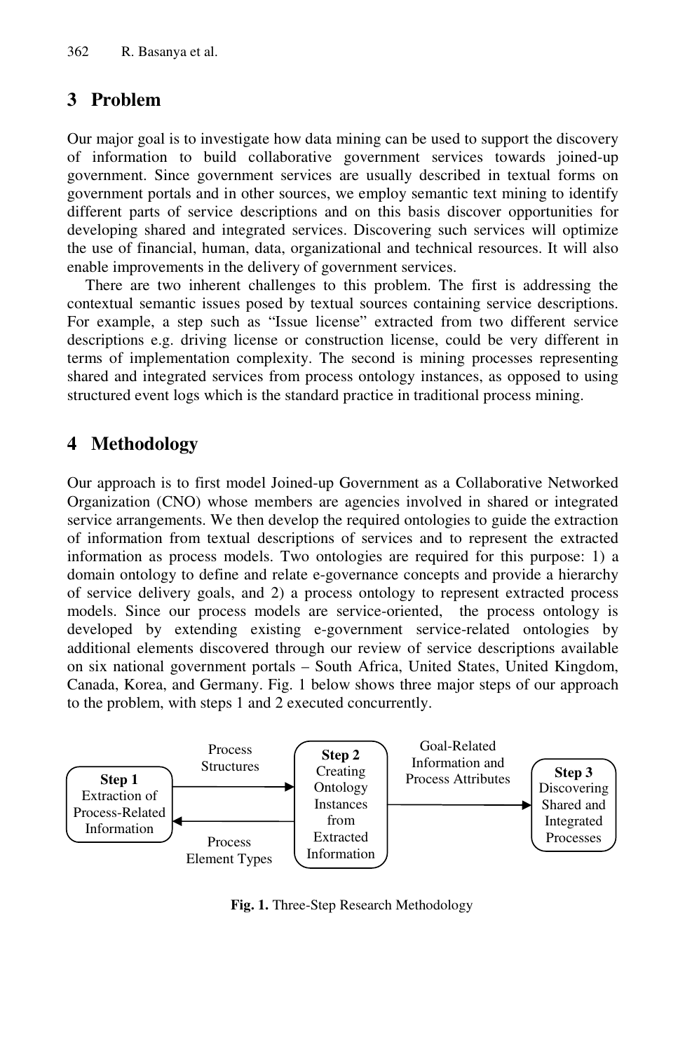## 3 Problem

Our major goal is to investigate how data mining can be used to support the discovery of information to build collaborative government services towards joined-up government. Since government services are usually described in textual forms on government portals and in other sources, we employ semantic text mining to identify different parts of service descriptions and on this basis discover opportunities for developing shared and integrated services. Discovering such services will optimize the use of financial, human, data, organizational and technical resources. It will also enable improvements in the delivery of government services.

There are two inherent challenges to this problem. The first is addressing the contextual semantic issues posed by textual sources containing service descriptions. For example, a step such as "Issue license" extracted from two different service descriptions e.g. driving license or construction license, could be very different in terms of implementation complexity. The second is mining processes representing shared and integrated services from process ontology instances, as opposed to using structured event logs which is the standard practice in traditional process mining.

## 4 Methodology

Our approach is to first model Joined-up Government as a Collaborative Networked Organization (CNO) whose members are agencies involved in shared or integrated service arrangements. We then develop the required ontologies to guide the extraction of information from textual descriptions of services and to represent the extracted information as process models. Two ontologies are required for this purpose: 1) a domain ontology to define and relate e-governance concepts and provide a hierarchy of service delivery goals, and 2) a process ontology to represent extracted process models. Since our process models are service-oriented, the process ontology is developed by extending existing e-government service-related ontologies by additional elements discovered through our review of service descriptions available on six national government portals – South Africa, United States, United Kingdom, Canada, Korea, and Germany. Fig. 1 below shows three major steps of our approach to the problem, with steps 1 and 2 executed concurrently.

**Step 1** Extraction of Process-Related Information

Process Structures

Process Element Types

**Step 2** Creating Ontology Instances from Extracted Information

Goal-Related Information and Process Attributes

**Step 3** Discovering Shared and Integrated Processes

**Fig. 1.** Three-Step Research Methodology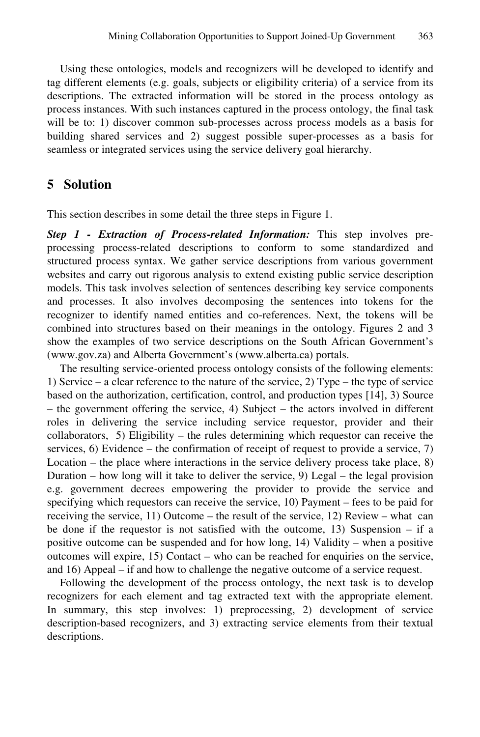Using these ontologies, models and recognizers will be developed to identify and tag different elements (e.g. goals, subjects or eligibility criteria) of a service from its descriptions. The extracted information will be stored in the process ontology as process instances. With such instances captured in the process ontology, the final task will be to: 1) discover common sub-processes across process models as a basis for building shared services and 2) suggest possible super-processes as a basis for seamless or integrated services using the service delivery goal hierarchy.

## 5 Solution

This section describes in some detail the three steps in Figure 1.

***Step 1 - Extraction of Process-related Information:*** This step involves pre-processing process-related descriptions to conform to some standardized and structured process syntax. We gather service descriptions from various government websites and carry out rigorous analysis to extend existing public service description models. This task involves selection of sentences describing key service components and processes. It also involves decomposing the sentences into tokens for the recognizer to identify named entities and co-references. Next, the tokens will be combined into structures based on their meanings in the ontology. Figures 2 and 3 show the examples of two service descriptions on the South African Government's (www.gov.za) and Alberta Government's (www.alberta.ca) portals.

The resulting service-oriented process ontology consists of the following elements: 1) Service – a clear reference to the nature of the service, 2) Type – the type of service based on the authorization, certification, control, and production types [14], 3) Source – the government offering the service, 4) Subject – the actors involved in different roles in delivering the service including service requestor, provider and their collaborators, 5) Eligibility – the rules determining which requestor can receive the services, 6) Evidence – the confirmation of receipt of request to provide a service, 7) Location – the place where interactions in the service delivery process take place, 8) Duration – how long will it take to deliver the service, 9) Legal – the legal provision e.g. government decrees empowering the provider to provide the service and specifying which requestors can receive the service, 10) Payment – fees to be paid for receiving the service, 11) Outcome – the result of the service, 12) Review – what can be done if the requestor is not satisfied with the outcome, 13) Suspension – if a positive outcome can be suspended and for how long, 14) Validity – when a positive outcomes will expire, 15) Contact – who can be reached for enquiries on the service, and 16) Appeal – if and how to challenge the negative outcome of a service request.

Following the development of the process ontology, the next task is to develop recognizers for each element and tag extracted text with the appropriate element. In summary, this step involves: 1) preprocessing, 2) development of service description-based recognizers, and 3) extracting service elements from their textual descriptions.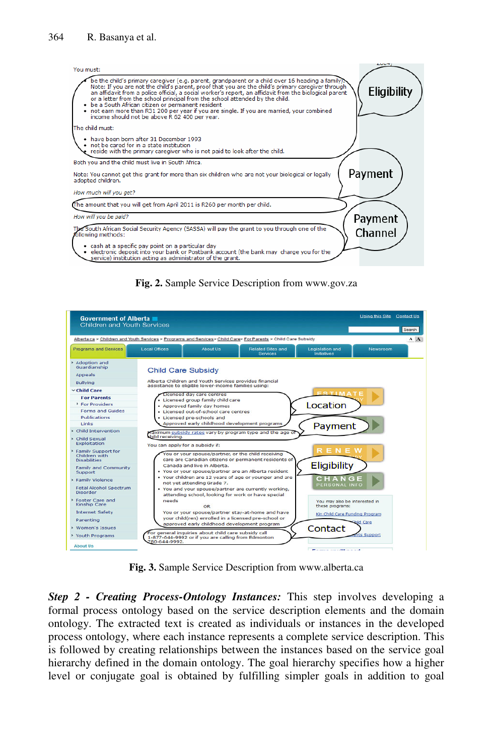**Fig. 2.** Sample Service Description from www.gov.za

**Fig. 3.** Sample Service Description from www.alberta.ca

***Step 2 - Creating Process-Ontology Instances:*** This step involves developing a formal process ontology based on the service description elements and the domain ontology. The extracted text is created as individuals or instances in the developed process ontology, where each instance represents a complete service description. This is followed by creating relationships between the instances based on the service goal hierarchy defined in the domain ontology. The goal hierarchy specifies how a higher level or conjugate goal is obtained by fulfilling simpler goals in addition to goal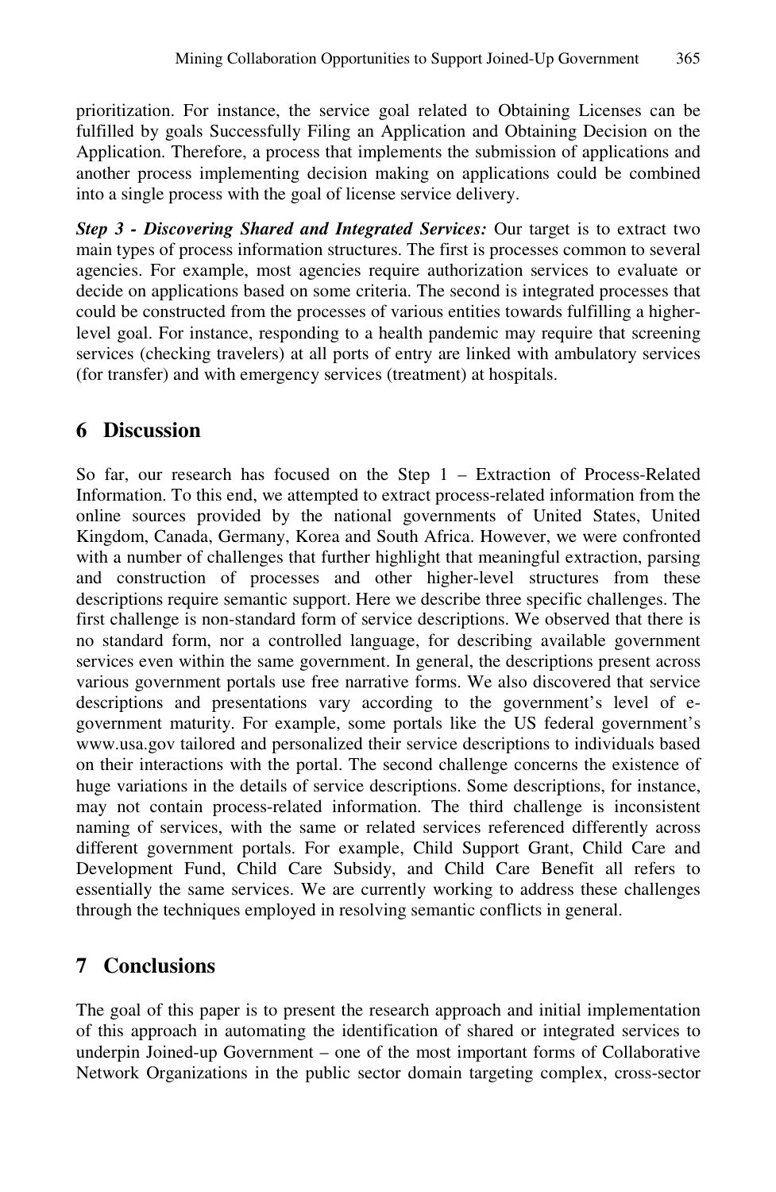prioritization. For instance, the service goal related to Obtaining Licenses can be fulfilled by goals Successfully Filing an Application and Obtaining Decision on the Application. Therefore, a process that implements the submission of applications and another process implementing decision making on applications could be combined into a single process with the goal of license service delivery.

***Step 3 - Discovering Shared and Integrated Services:*** Our target is to extract two main types of process information structures. The first is processes common to several agencies. For example, most agencies require authorization services to evaluate or decide on applications based on some criteria. The second is integrated processes that could be constructed from the processes of various entities towards fulfilling a higher-level goal. For instance, responding to a health pandemic may require that screening services (checking travelers) at all ports of entry are linked with ambulatory services (for transfer) and with emergency services (treatment) at hospitals.

## 6 Discussion

So far, our research has focused on the Step 1 – Extraction of Process-Related Information. To this end, we attempted to extract process-related information from the online sources provided by the national governments of United States, United Kingdom, Canada, Germany, Korea and South Africa. However, we were confronted with a number of challenges that further highlight that meaningful extraction, parsing and construction of processes and other higher-level structures from these descriptions require semantic support. Here we describe three specific challenges. The first challenge is non-standard form of service descriptions. We observed that there is no standard form, nor a controlled language, for describing available government services even within the same government. In general, the descriptions present across various government portals use free narrative forms. We also discovered that service descriptions and presentations vary according to the government's level of e-government maturity. For example, some portals like the US federal government's www.usa.gov tailored and personalized their service descriptions to individuals based on their interactions with the portal. The second challenge concerns the existence of huge variations in the details of service descriptions. Some descriptions, for instance, may not contain process-related information. The third challenge is inconsistent naming of services, with the same or related services referenced differently across different government portals. For example, Child Support Grant, Child Care and Development Fund, Child Care Subsidy, and Child Care Benefit all refers to essentially the same services. We are currently working to address these challenges through the techniques employed in resolving semantic conflicts in general.

## 7 Conclusions

The goal of this paper is to present the research approach and initial implementation of this approach in automating the identification of shared or integrated services to underpin Joined-up Government – one of the most important forms of Collaborative Network Organizations in the public sector domain targeting complex, cross-sector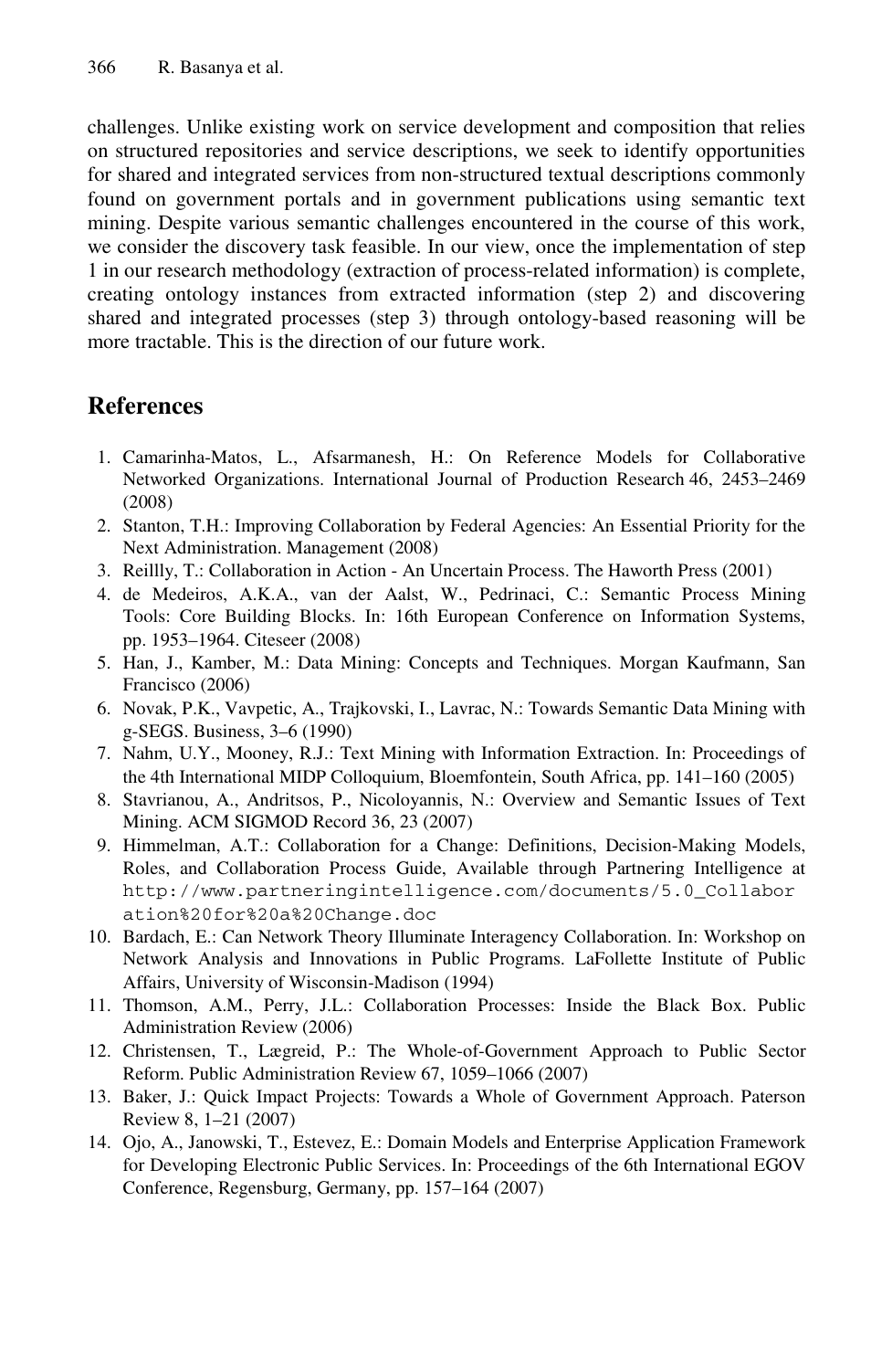challenges. Unlike existing work on service development and composition that relies on structured repositories and service descriptions, we seek to identify opportunities for shared and integrated services from non-structured textual descriptions commonly found on government portals and in government publications using semantic text mining. Despite various semantic challenges encountered in the course of this work, we consider the discovery task feasible. In our view, once the implementation of step 1 in our research methodology (extraction of process-related information) is complete, creating ontology instances from extracted information (step 2) and discovering shared and integrated processes (step 3) through ontology-based reasoning will be more tractable. This is the direction of our future work.

## References

1. Camarinha-Matos, L., Afsarmanesh, H.: On Reference Models for Collaborative Networked Organizations. International Journal of Production Research 46, 2453–2469 (2008)
2. Stanton, T.H.: Improving Collaboration by Federal Agencies: An Essential Priority for the Next Administration. Management (2008)
3. Reillly, T.: Collaboration in Action - An Uncertain Process. The Haworth Press (2001)
4. de Medeiros, A.K.A., van der Aalst, W., Pedrinaci, C.: Semantic Process Mining Tools: Core Building Blocks. In: 16th European Conference on Information Systems, pp. 1953–1964. Citeseer (2008)
5. Han, J., Kamber, M.: Data Mining: Concepts and Techniques. Morgan Kaufmann, San Francisco (2006)
6. Novak, P.K., Vavpetic, A., Trajkovski, I., Lavrac, N.: Towards Semantic Data Mining with g-SEGS. Business, 3–6 (1990)
7. Nahm, U.Y., Mooney, R.J.: Text Mining with Information Extraction. In: Proceedings of the 4th International MIDP Colloquium, Bloemfontein, South Africa, pp. 141–160 (2005)
8. Stavrianou, A., Andritsos, P., Nicoloyannis, N.: Overview and Semantic Issues of Text Mining. ACM SIGMOD Record 36, 23 (2007)
9. Himmelman, A.T.: Collaboration for a Change: Definitions, Decision-Making Models, Roles, and Collaboration Process Guide, Available through Partnering Intelligence at http://www.partneringintelligence.com/documents/5.0_Collaboration%20for%20a%20Change.doc
10. Bardach, E.: Can Network Theory Illuminate Interagency Collaboration. In: Workshop on Network Analysis and Innovations in Public Programs. LaFollette Institute of Public Affairs, University of Wisconsin-Madison (1994)
11. Thomson, A.M., Perry, J.L.: Collaboration Processes: Inside the Black Box. Public Administration Review (2006)
12. Christensen, T., Lægreid, P.: The Whole-of-Government Approach to Public Sector Reform. Public Administration Review 67, 1059–1066 (2007)
13. Baker, J.: Quick Impact Projects: Towards a Whole of Government Approach. Paterson Review 8, 1–21 (2007)
14. Ojo, A., Janowski, T., Estevez, E.: Domain Models and Enterprise Application Framework for Developing Electronic Public Services. In: Proceedings of the 6th International EGOV Conference, Regensburg, Germany, pp. 157–164 (2007)